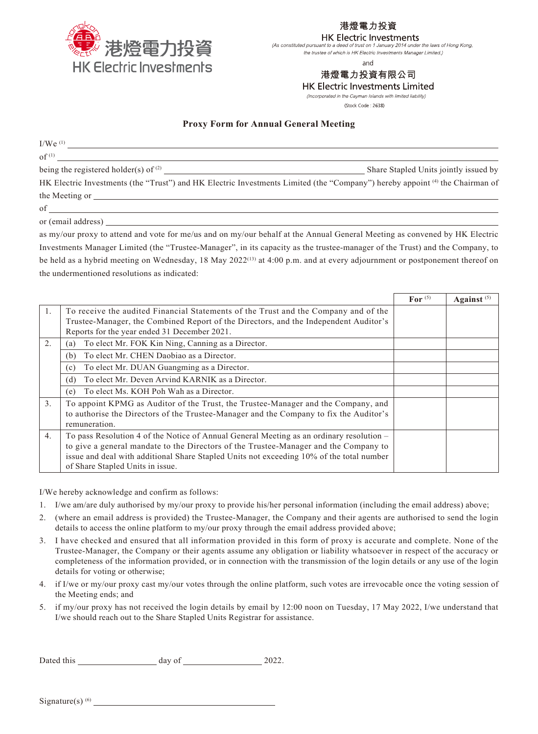港燈電力投資
HK Electric Investments

港燈電力投資
HK Electric Investments
*(As constituted pursuant to a deed of trust on 1 January 2014 under the laws of Hong Kong, the trustee of which is HK Electric Investments Manager Limited.)*

and

港燈電力投資有限公司
HK Electric Investments Limited
*(Incorporated in the Cayman Islands with limited liability)*

(Stock Code : 2638)

## Proxy Form for Annual General Meeting

I/We [(1)] \_\_\_\_\_\_\_\_\_\_\_\_\_\_\_\_\_\_\_\_\_\_\_\_\_\_\_\_\_\_\_\_\_\_\_\_\_\_\_\_

of [(1)] \_\_\_\_\_\_\_\_\_\_\_\_\_\_\_\_\_\_\_\_\_\_\_\_\_\_\_\_\_\_\_\_\_\_\_\_\_\_\_\_

being the registered holder(s) of [(2)] \_\_\_\_\_\_\_\_\_\_\_\_\_\_\_\_\_\_\_\_ Share Stapled Units jointly issued by HK Electric Investments (the "Trust") and HK Electric Investments Limited (the "Company") hereby appoint [(4)] the Chairman of the Meeting or \_\_\_\_\_\_\_\_\_\_\_\_\_\_\_\_\_\_\_\_\_\_\_\_\_\_\_\_\_\_\_\_\_\_\_\_\_\_\_\_

of \_\_\_\_\_\_\_\_\_\_\_\_\_\_\_\_\_\_\_\_\_\_\_\_\_\_\_\_\_\_\_\_\_\_\_\_\_\_\_\_

or (email address) \_\_\_\_\_\_\_\_\_\_\_\_\_\_\_\_\_\_\_\_\_\_\_\_\_\_\_\_\_\_\_\_\_\_\_\_\_\_\_\_

as my/our proxy to attend and vote for me/us and on my/our behalf at the Annual General Meeting as convened by HK Electric Investments Manager Limited (the "Trustee-Manager", in its capacity as the trustee-manager of the Trust) and the Company, to be held as a hybrid meeting on Wednesday, 18 May 2022[(13)] at 4:00 p.m. and at every adjournment or postponement thereof on the undermentioned resolutions as indicated:

| | | For [(5)] | Against [(5)] |
|---|---|---|---|
| 1. | To receive the audited Financial Statements of the Trust and the Company and of the Trustee-Manager, the Combined Report of the Directors, and the Independent Auditor's Reports for the year ended 31 December 2021. | | |
| 2. | (a) To elect Mr. FOK Kin Ning, Canning as a Director. | | |
| | (b) To elect Mr. CHEN Daobiao as a Director. | | |
| | (c) To elect Mr. DUAN Guangming as a Director. | | |
| | (d) To elect Mr. Deven Arvind KARNIK as a Director. | | |
| | (e) To elect Ms. KOH Poh Wah as a Director. | | |
| 3. | To appoint KPMG as Auditor of the Trust, the Trustee-Manager and the Company, and to authorise the Directors of the Trustee-Manager and the Company to fix the Auditor's remuneration. | | |
| 4. | To pass Resolution 4 of the Notice of Annual General Meeting as an ordinary resolution – to give a general mandate to the Directors of the Trustee-Manager and the Company to issue and deal with additional Share Stapled Units not exceeding 10% of the total number of Share Stapled Units in issue. | | |

I/We hereby acknowledge and confirm as follows:

1. I/we am/are duly authorised by my/our proxy to provide his/her personal information (including the email address) above;
2. (where an email address is provided) the Trustee-Manager, the Company and their agents are authorised to send the login details to access the online platform to my/our proxy through the email address provided above;
3. I have checked and ensured that all information provided in this form of proxy is accurate and complete. None of the Trustee-Manager, the Company or their agents assume any obligation or liability whatsoever in respect of the accuracy or completeness of the information provided, or in connection with the transmission of the login details or any use of the login details for voting or otherwise;
4. if I/we or my/our proxy cast my/our votes through the online platform, such votes are irrevocable once the voting session of the Meeting ends; and
5. if my/our proxy has not received the login details by email by 12:00 noon on Tuesday, 17 May 2022, I/we understand that I/we should reach out to the Share Stapled Units Registrar for assistance.

Dated this \_\_\_\_\_\_\_\_\_\_\_\_ day of \_\_\_\_\_\_\_\_\_\_\_\_ 2022.

Signature(s) [(6)] \_\_\_\_\_\_\_\_\_\_\_\_\_\_\_\_\_\_\_\_\_\_\_\_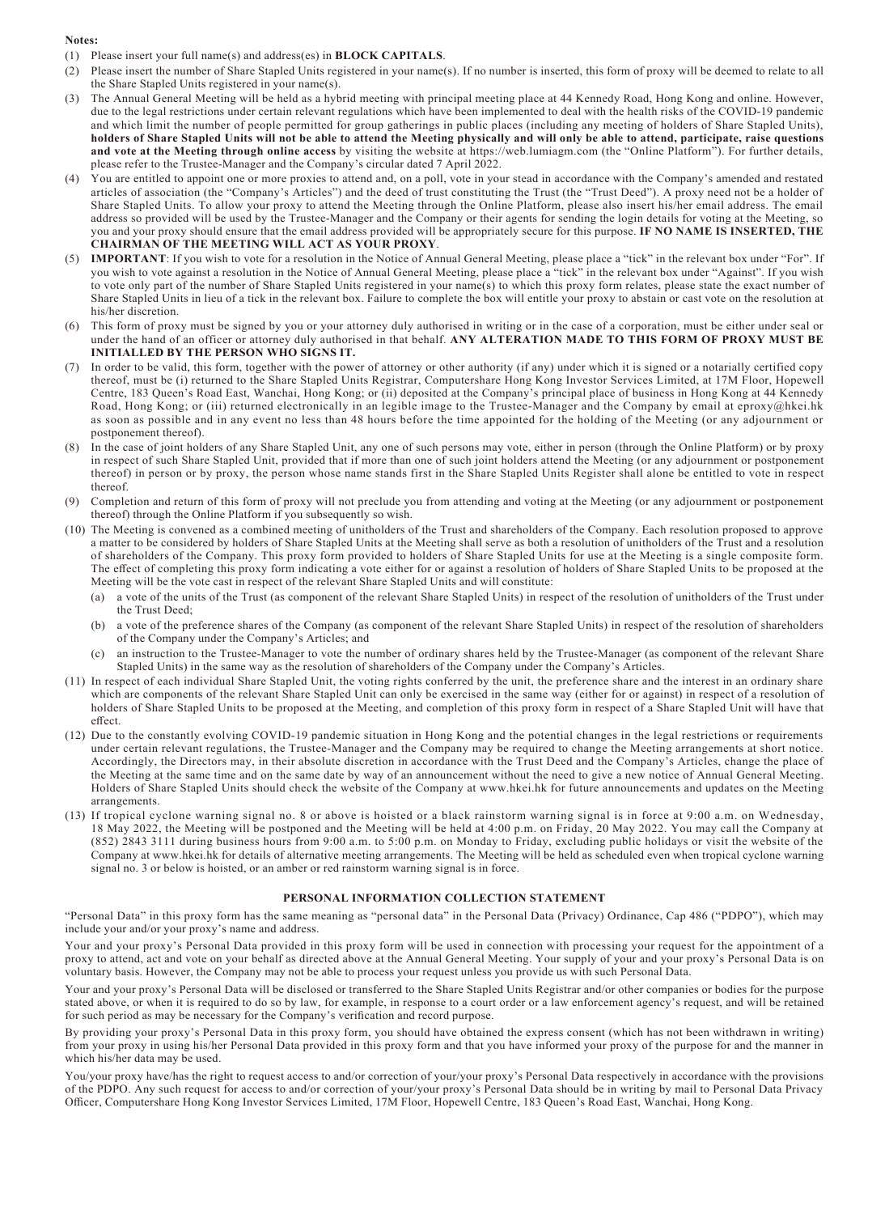**Notes:**

(1) Please insert your full name(s) and address(es) in **BLOCK CAPITALS**.

(2) Please insert the number of Share Stapled Units registered in your name(s). If no number is inserted, this form of proxy will be deemed to relate to all the Share Stapled Units registered in your name(s).

(3) The Annual General Meeting will be held as a hybrid meeting with principal meeting place at 44 Kennedy Road, Hong Kong and online. However, due to the legal restrictions under certain relevant regulations which have been implemented to deal with the health risks of the COVID-19 pandemic and which limit the number of people permitted for group gatherings in public places (including any meeting of holders of Share Stapled Units), **holders of Share Stapled Units will not be able to attend the Meeting physically and will only be able to attend, participate, raise questions and vote at the Meeting through online access** by visiting the website at https://web.lumiagm.com (the "Online Platform"). For further details, please refer to the Trustee-Manager and the Company's circular dated 7 April 2022.

(4) You are entitled to appoint one or more proxies to attend and, on a poll, vote in your stead in accordance with the Company's amended and restated articles of association (the "Company's Articles") and the deed of trust constituting the Trust (the "Trust Deed"). A proxy need not be a holder of Share Stapled Units. To allow your proxy to attend the Meeting through the Online Platform, please also insert his/her email address. The email address so provided will be used by the Trustee-Manager and the Company or their agents for sending the login details for voting at the Meeting, so you and your proxy should ensure that the email address provided will be appropriately secure for this purpose. **IF NO NAME IS INSERTED, THE CHAIRMAN OF THE MEETING WILL ACT AS YOUR PROXY**.

(5) **IMPORTANT**: If you wish to vote for a resolution in the Notice of Annual General Meeting, please place a "tick" in the relevant box under "For". If you wish to vote against a resolution in the Notice of Annual General Meeting, please place a "tick" in the relevant box under "Against". If you wish to vote only part of the number of Share Stapled Units registered in your name(s) to which this proxy form relates, please state the exact number of Share Stapled Units in lieu of a tick in the relevant box. Failure to complete the box will entitle your proxy to abstain or cast vote on the resolution at his/her discretion.

(6) This form of proxy must be signed by you or your attorney duly authorised in writing or in the case of a corporation, must be either under seal or under the hand of an officer or attorney duly authorised in that behalf. **ANY ALTERATION MADE TO THIS FORM OF PROXY MUST BE INITIALLED BY THE PERSON WHO SIGNS IT.**

(7) In order to be valid, this form, together with the power of attorney or other authority (if any) under which it is signed or a notarially certified copy thereof, must be (i) returned to the Share Stapled Units Registrar, Computershare Hong Kong Investor Services Limited, at 17M Floor, Hopewell Centre, 183 Queen's Road East, Wanchai, Hong Kong; or (ii) deposited at the Company's principal place of business in Hong Kong at 44 Kennedy Road, Hong Kong; or (iii) returned electronically in an legible image to the Trustee-Manager and the Company by email at eproxy@hkei.hk as soon as possible and in any event no less than 48 hours before the time appointed for the holding of the Meeting (or any adjournment or postponement thereof).

(8) In the case of joint holders of any Share Stapled Unit, any one of such persons may vote, either in person (through the Online Platform) or by proxy in respect of such Share Stapled Unit, provided that if more than one of such joint holders attend the Meeting (or any adjournment or postponement thereof) in person or by proxy, the person whose name stands first in the Share Stapled Units Register shall alone be entitled to vote in respect thereof.

(9) Completion and return of this form of proxy will not preclude you from attending and voting at the Meeting (or any adjournment or postponement thereof) through the Online Platform if you subsequently so wish.

(10) The Meeting is convened as a combined meeting of unitholders of the Trust and shareholders of the Company. Each resolution proposed to approve a matter to be considered by holders of Share Stapled Units at the Meeting shall serve as both a resolution of unitholders of the Trust and a resolution of shareholders of the Company. This proxy form provided to holders of Share Stapled Units for use at the Meeting is a single composite form. The effect of completing this proxy form indicating a vote either for or against a resolution of holders of Share Stapled Units to be proposed at the Meeting will be the vote cast in respect of the relevant Share Stapled Units and will constitute:

   (a) a vote of the units of the Trust (as component of the relevant Share Stapled Units) in respect of the resolution of unitholders of the Trust under the Trust Deed;

   (b) a vote of the preference shares of the Company (as component of the relevant Share Stapled Units) in respect of the resolution of shareholders of the Company under the Company's Articles; and

   (c) an instruction to the Trustee-Manager to vote the number of ordinary shares held by the Trustee-Manager (as component of the relevant Share Stapled Units) in the same way as the resolution of shareholders of the Company under the Company's Articles.

(11) In respect of each individual Share Stapled Unit, the voting rights conferred by the unit, the preference share and the interest in an ordinary share which are components of the relevant Share Stapled Unit can only be exercised in the same way (either for or against) in respect of a resolution of holders of Share Stapled Units to be proposed at the Meeting, and completion of this proxy form in respect of a Share Stapled Unit will have that effect.

(12) Due to the constantly evolving COVID-19 pandemic situation in Hong Kong and the potential changes in the legal restrictions or requirements under certain relevant regulations, the Trustee-Manager and the Company may be required to change the Meeting arrangements at short notice. Accordingly, the Directors may, in their absolute discretion in accordance with the Trust Deed and the Company's Articles, change the place of the Meeting at the same time and on the same date by way of an announcement without the need to give a new notice of Annual General Meeting. Holders of Share Stapled Units should check the website of the Company at www.hkei.hk for future announcements and updates on the Meeting arrangements.

(13) If tropical cyclone warning signal no. 8 or above is hoisted or a black rainstorm warning signal is in force at 9:00 a.m. on Wednesday, 18 May 2022, the Meeting will be postponed and the Meeting will be held at 4:00 p.m. on Friday, 20 May 2022. You may call the Company at (852) 2843 3111 during business hours from 9:00 a.m. to 5:00 p.m. on Monday to Friday, excluding public holidays or visit the website of the Company at www.hkei.hk for details of alternative meeting arrangements. The Meeting will be held as scheduled even when tropical cyclone warning signal no. 3 or below is hoisted, or an amber or red rainstorm warning signal is in force.

## PERSONAL INFORMATION COLLECTION STATEMENT

"Personal Data" in this proxy form has the same meaning as "personal data" in the Personal Data (Privacy) Ordinance, Cap 486 ("PDPO"), which may include your and/or your proxy's name and address.

Your and your proxy's Personal Data provided in this proxy form will be used in connection with processing your request for the appointment of a proxy to attend, act and vote on your behalf as directed above at the Annual General Meeting. Your supply of your and your proxy's Personal Data is on voluntary basis. However, the Company may not be able to process your request unless you provide us with such Personal Data.

Your and your proxy's Personal Data will be disclosed or transferred to the Share Stapled Units Registrar and/or other companies or bodies for the purpose stated above, or when it is required to do so by law, for example, in response to a court order or a law enforcement agency's request, and will be retained for such period as may be necessary for the Company's verification and record purpose.

By providing your proxy's Personal Data in this proxy form, you should have obtained the express consent (which has not been withdrawn in writing) from your proxy in using his/her Personal Data provided in this proxy form and that you have informed your proxy of the purpose for and the manner in which his/her data may be used.

You/your proxy have/has the right to request access to and/or correction of your/your proxy's Personal Data respectively in accordance with the provisions of the PDPO. Any such request for access to and/or correction of your/your proxy's Personal Data should be in writing by mail to Personal Data Privacy Officer, Computershare Hong Kong Investor Services Limited, 17M Floor, Hopewell Centre, 183 Queen's Road East, Wanchai, Hong Kong.